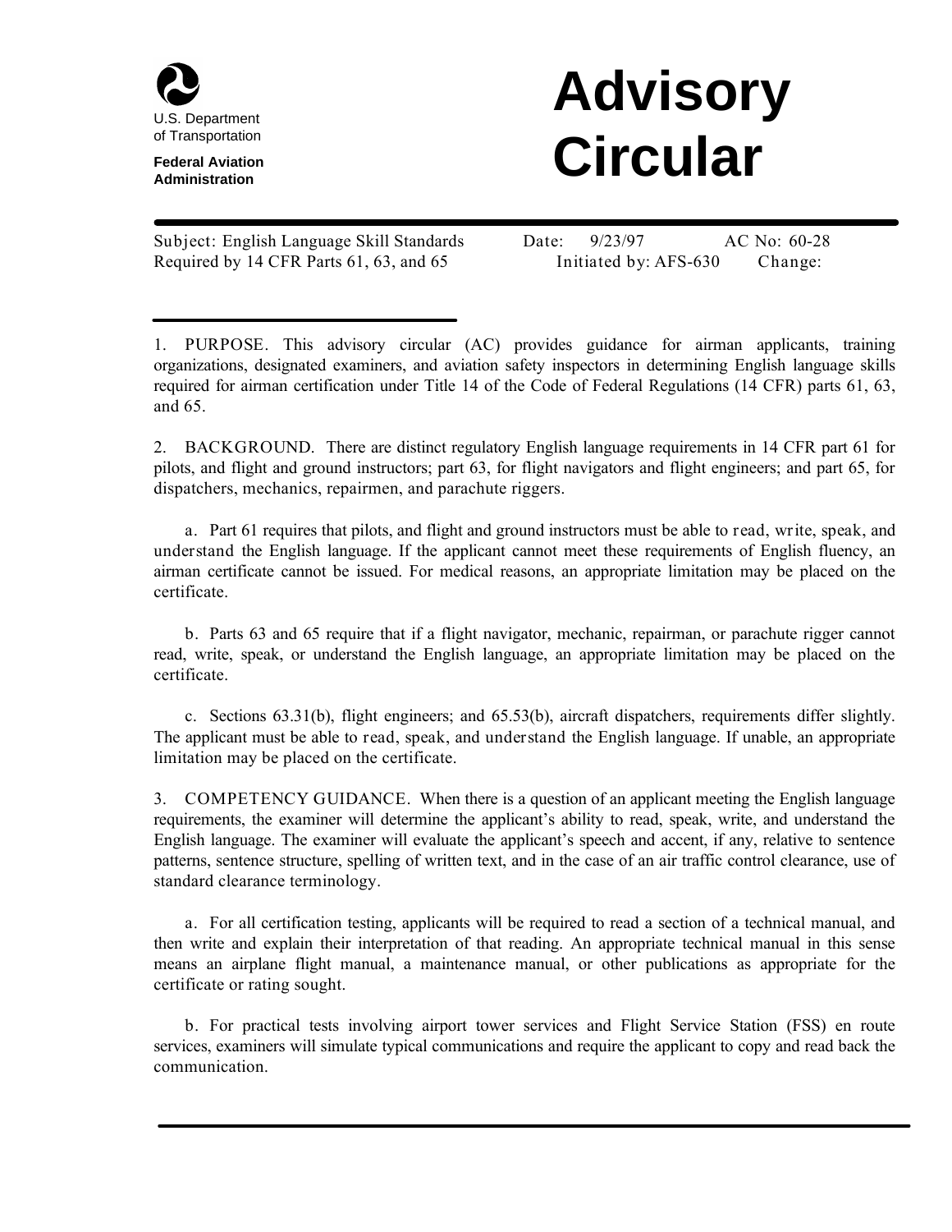U.S. Department of Transportation

**Federal Aviation Administration**

# Advisory Circular

Subject: English Language Skill Standards Required by 14 CFR Parts 61, 63, and 65

Date: 9/23/97

Initiated by: AFS-630

AC No: 60-28

Change:

1. PURPOSE. This advisory circular (AC) provides guidance for airman applicants, training organizations, designated examiners, and aviation safety inspectors in determining English language skills required for airman certification under Title 14 of the Code of Federal Regulations (14 CFR) parts 61, 63, and 65.

2. BACKGROUND. There are distinct regulatory English language requirements in 14 CFR part 61 for pilots, and flight and ground instructors; part 63, for flight navigators and flight engineers; and part 65, for dispatchers, mechanics, repairmen, and parachute riggers.

   a. Part 61 requires that pilots, and flight and ground instructors must be able to read, write, speak, and understand the English language. If the applicant cannot meet these requirements of English fluency, an airman certificate cannot be issued. For medical reasons, an appropriate limitation may be placed on the certificate.

   b. Parts 63 and 65 require that if a flight navigator, mechanic, repairman, or parachute rigger cannot read, write, speak, or understand the English language, an appropriate limitation may be placed on the certificate.

   c. Sections 63.31(b), flight engineers; and 65.53(b), aircraft dispatchers, requirements differ slightly. The applicant must be able to read, speak, and understand the English language. If unable, an appropriate limitation may be placed on the certificate.

3. COMPETENCY GUIDANCE. When there is a question of an applicant meeting the English language requirements, the examiner will determine the applicant's ability to read, speak, write, and understand the English language. The examiner will evaluate the applicant's speech and accent, if any, relative to sentence patterns, sentence structure, spelling of written text, and in the case of an air traffic control clearance, use of standard clearance terminology.

   a. For all certification testing, applicants will be required to read a section of a technical manual, and then write and explain their interpretation of that reading. An appropriate technical manual in this sense means an airplane flight manual, a maintenance manual, or other publications as appropriate for the certificate or rating sought.

   b. For practical tests involving airport tower services and Flight Service Station (FSS) en route services, examiners will simulate typical communications and require the applicant to copy and read back the communication.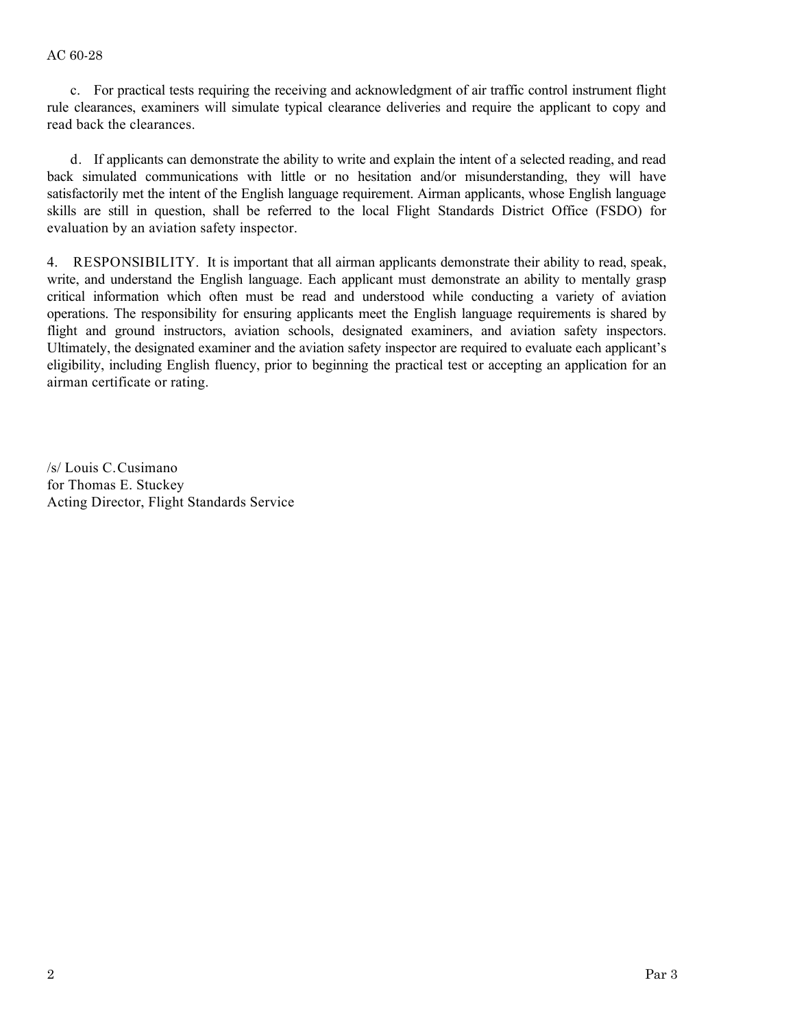c. For practical tests requiring the receiving and acknowledgment of air traffic control instrument flight rule clearances, examiners will simulate typical clearance deliveries and require the applicant to copy and read back the clearances.

d. If applicants can demonstrate the ability to write and explain the intent of a selected reading, and read back simulated communications with little or no hesitation and/or misunderstanding, they will have satisfactorily met the intent of the English language requirement. Airman applicants, whose English language skills are still in question, shall be referred to the local Flight Standards District Office (FSDO) for evaluation by an aviation safety inspector.

4. RESPONSIBILITY. It is important that all airman applicants demonstrate their ability to read, speak, write, and understand the English language. Each applicant must demonstrate an ability to mentally grasp critical information which often must be read and understood while conducting a variety of aviation operations. The responsibility for ensuring applicants meet the English language requirements is shared by flight and ground instructors, aviation schools, designated examiners, and aviation safety inspectors. Ultimately, the designated examiner and the aviation safety inspector are required to evaluate each applicant's eligibility, including English fluency, prior to beginning the practical test or accepting an application for an airman certificate or rating.

/s/ Louis C. Cusimano
for Thomas E. Stuckey
Acting Director, Flight Standards Service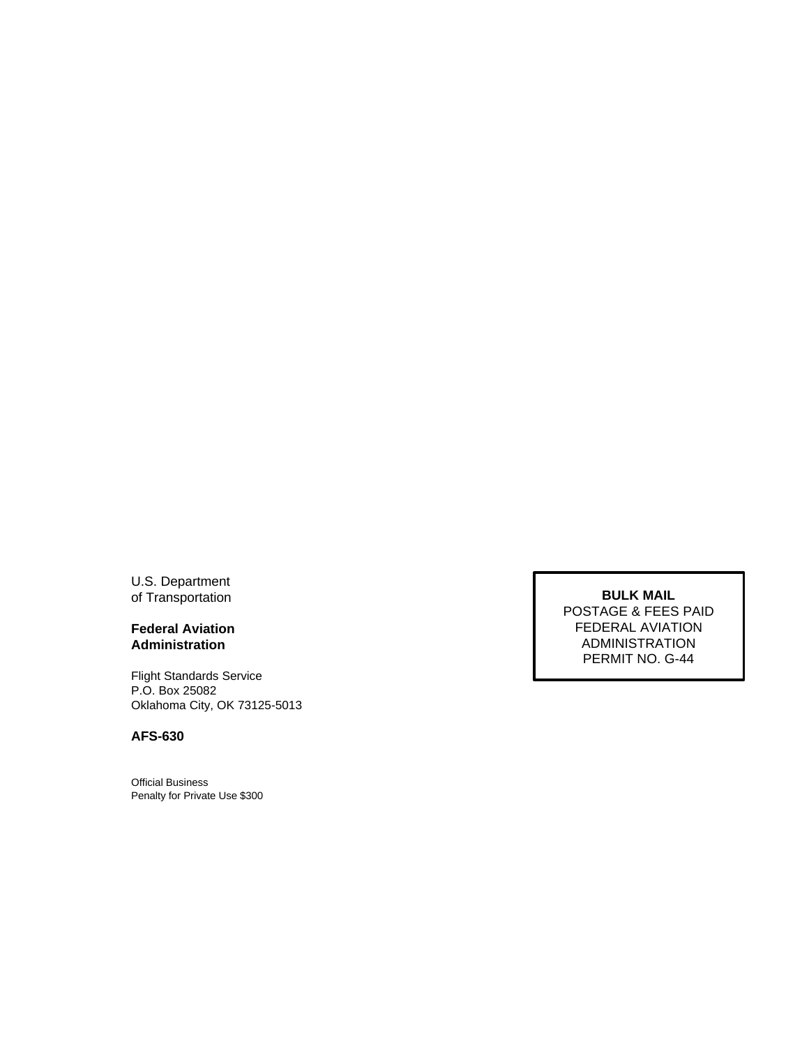U.S. Department
of Transportation

**Federal Aviation**
**Administration**

Flight Standards Service
P.O. Box 25082
Oklahoma City, OK 73125-5013

**AFS-630**

Official Business
Penalty for Private Use $300

**BULK MAIL**
POSTAGE & FEES PAID
FEDERAL AVIATION
ADMINISTRATION
PERMIT NO. G-44